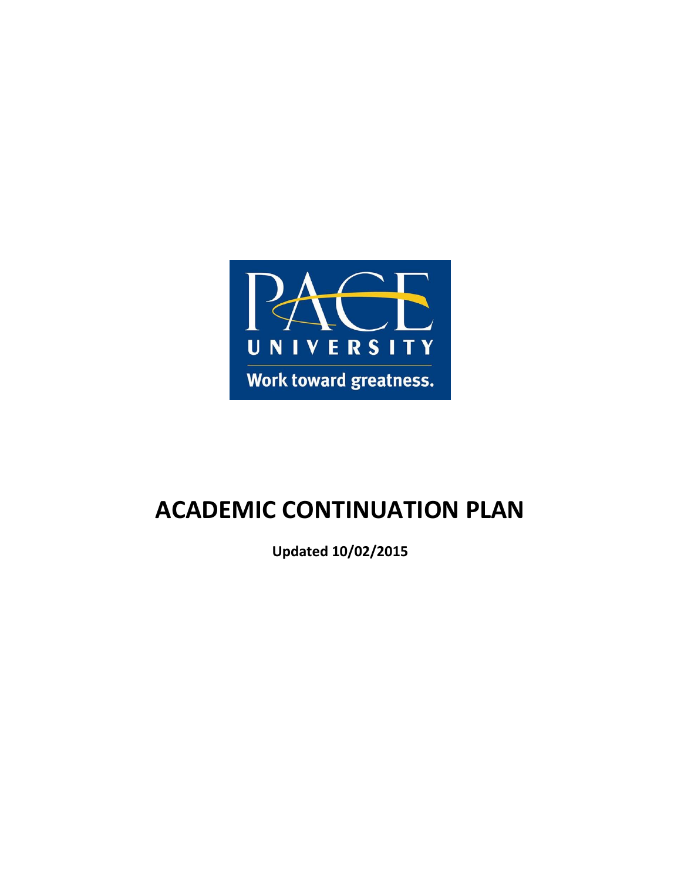PACE UNIVERSITY

Work toward greatness.

# ACADEMIC CONTINUATION PLAN

**Updated 10/02/2015**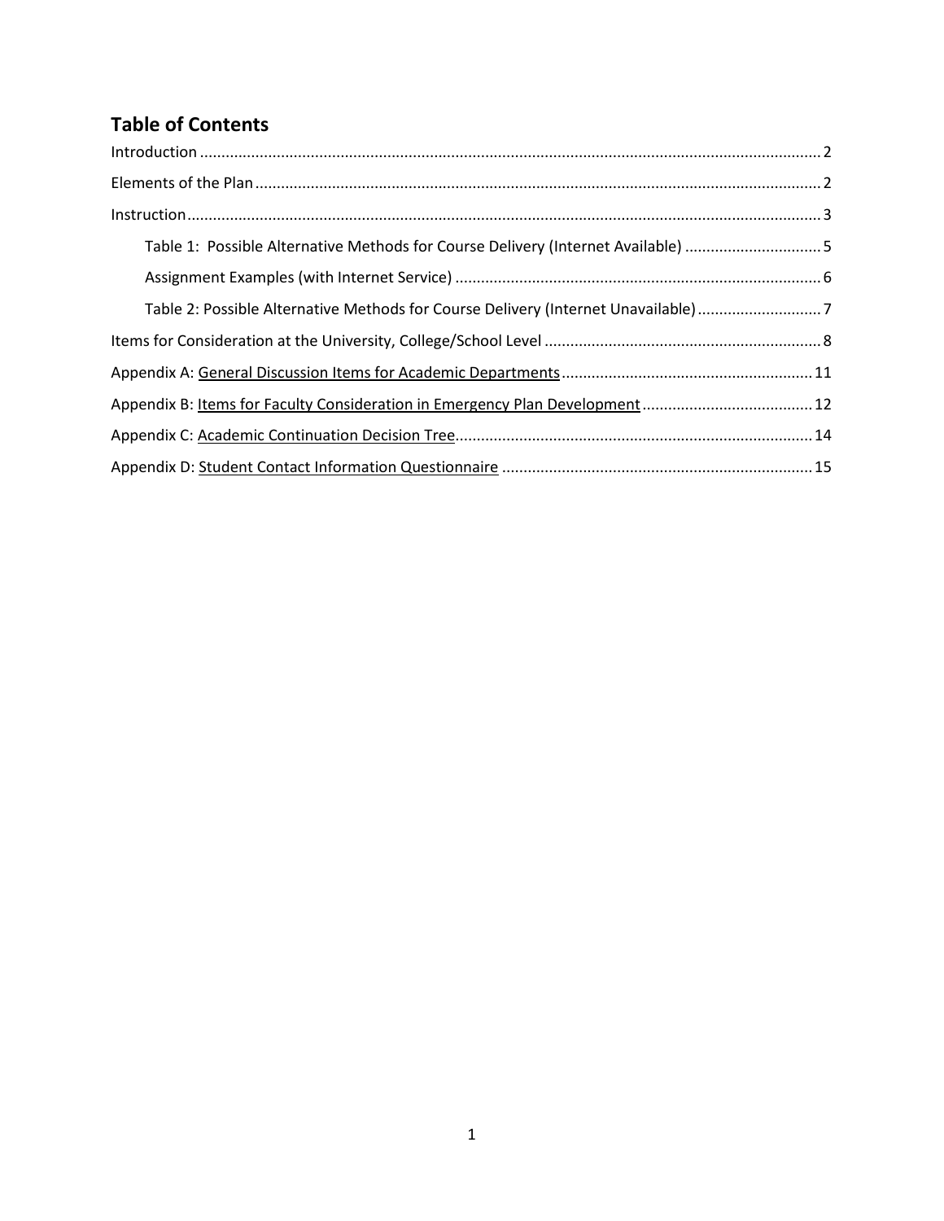## Table of Contents

Introduction ..... 2

Elements of the Plan ..... 2

Instruction ..... 3

- Table 1: Possible Alternative Methods for Course Delivery (Internet Available) ..... 5
- Assignment Examples (with Internet Service) ..... 6
- Table 2: Possible Alternative Methods for Course Delivery (Internet Unavailable) ..... 7

Items for Consideration at the University, College/School Level ..... 8

Appendix A: General Discussion Items for Academic Departments ..... 11

Appendix B: Items for Faculty Consideration in Emergency Plan Development ..... 12

Appendix C: Academic Continuation Decision Tree ..... 14

Appendix D: Student Contact Information Questionnaire ..... 15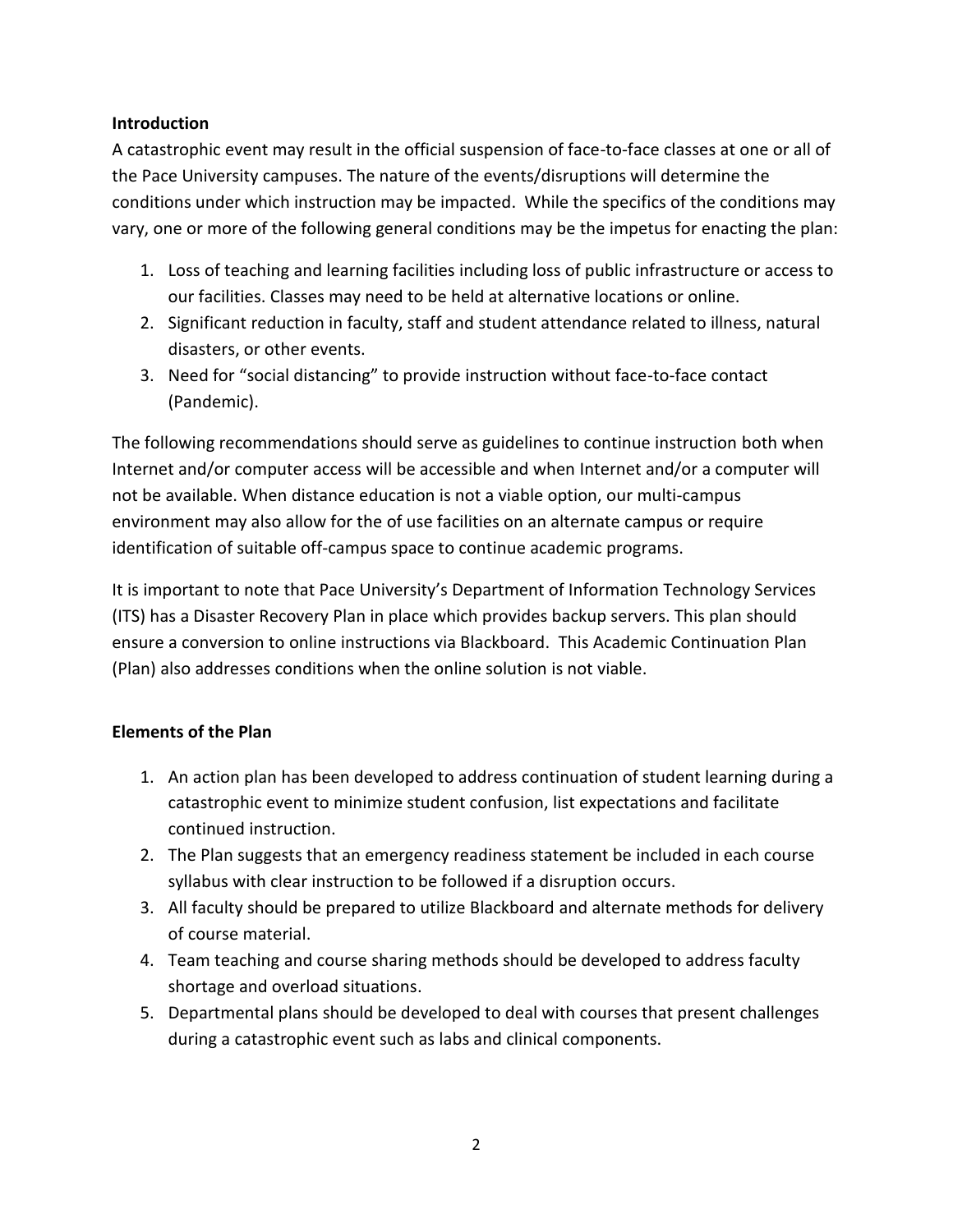**Introduction**

A catastrophic event may result in the official suspension of face-to-face classes at one or all of the Pace University campuses. The nature of the events/disruptions will determine the conditions under which instruction may be impacted. While the specifics of the conditions may vary, one or more of the following general conditions may be the impetus for enacting the plan:

1. Loss of teaching and learning facilities including loss of public infrastructure or access to our facilities. Classes may need to be held at alternative locations or online.
2. Significant reduction in faculty, staff and student attendance related to illness, natural disasters, or other events.
3. Need for "social distancing" to provide instruction without face-to-face contact (Pandemic).

The following recommendations should serve as guidelines to continue instruction both when Internet and/or computer access will be accessible and when Internet and/or a computer will not be available. When distance education is not a viable option, our multi-campus environment may also allow for the of use facilities on an alternate campus or require identification of suitable off-campus space to continue academic programs.

It is important to note that Pace University's Department of Information Technology Services (ITS) has a Disaster Recovery Plan in place which provides backup servers. This plan should ensure a conversion to online instructions via Blackboard. This Academic Continuation Plan (Plan) also addresses conditions when the online solution is not viable.

**Elements of the Plan**

1. An action plan has been developed to address continuation of student learning during a catastrophic event to minimize student confusion, list expectations and facilitate continued instruction.
2. The Plan suggests that an emergency readiness statement be included in each course syllabus with clear instruction to be followed if a disruption occurs.
3. All faculty should be prepared to utilize Blackboard and alternate methods for delivery of course material.
4. Team teaching and course sharing methods should be developed to address faculty shortage and overload situations.
5. Departmental plans should be developed to deal with courses that present challenges during a catastrophic event such as labs and clinical components.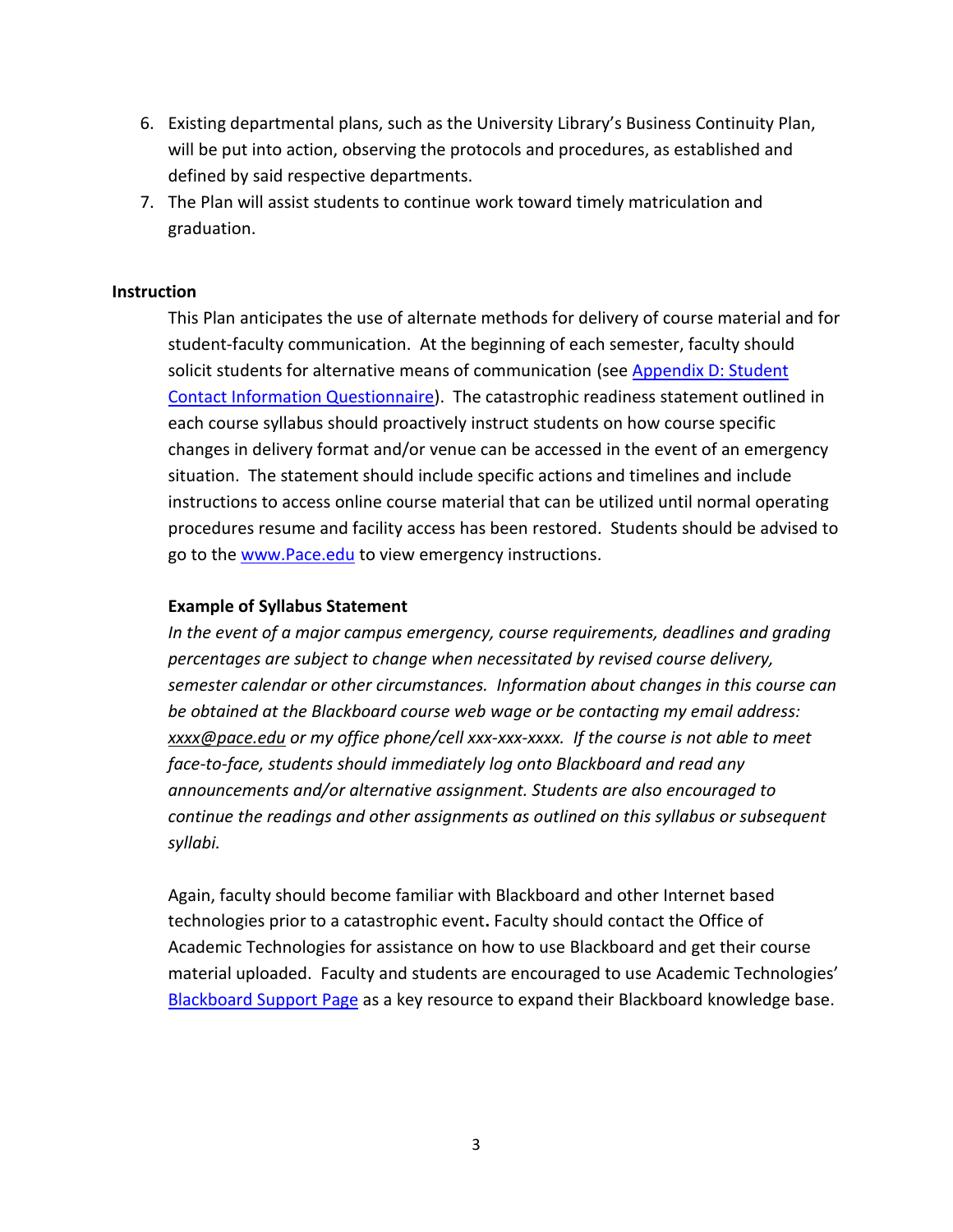6. Existing departmental plans, such as the University Library's Business Continuity Plan, will be put into action, observing the protocols and procedures, as established and defined by said respective departments.
7. The Plan will assist students to continue work toward timely matriculation and graduation.

**Instruction**

This Plan anticipates the use of alternate methods for delivery of course material and for student-faculty communication. At the beginning of each semester, faculty should solicit students for alternative means of communication (see [Appendix D: Student Contact Information Questionnaire]()). The catastrophic readiness statement outlined in each course syllabus should proactively instruct students on how course specific changes in delivery format and/or venue can be accessed in the event of an emergency situation. The statement should include specific actions and timelines and include instructions to access online course material that can be utilized until normal operating procedures resume and facility access has been restored. Students should be advised to go to the [www.Pace.edu](http://www.Pace.edu) to view emergency instructions.

**Example of Syllabus Statement**

*In the event of a major campus emergency, course requirements, deadlines and grading percentages are subject to change when necessitated by revised course delivery, semester calendar or other circumstances. Information about changes in this course can be obtained at the Blackboard course web wage or be contacting my email address: xxxx@pace.edu or my office phone/cell xxx-xxx-xxxx. If the course is not able to meet face-to-face, students should immediately log onto Blackboard and read any announcements and/or alternative assignment. Students are also encouraged to continue the readings and other assignments as outlined on this syllabus or subsequent syllabi.*

Again, faculty should become familiar with Blackboard and other Internet based technologies prior to a catastrophic event**.** Faculty should contact the Office of Academic Technologies for assistance on how to use Blackboard and get their course material uploaded. Faculty and students are encouraged to use Academic Technologies' [Blackboard Support Page]() as a key resource to expand their Blackboard knowledge base.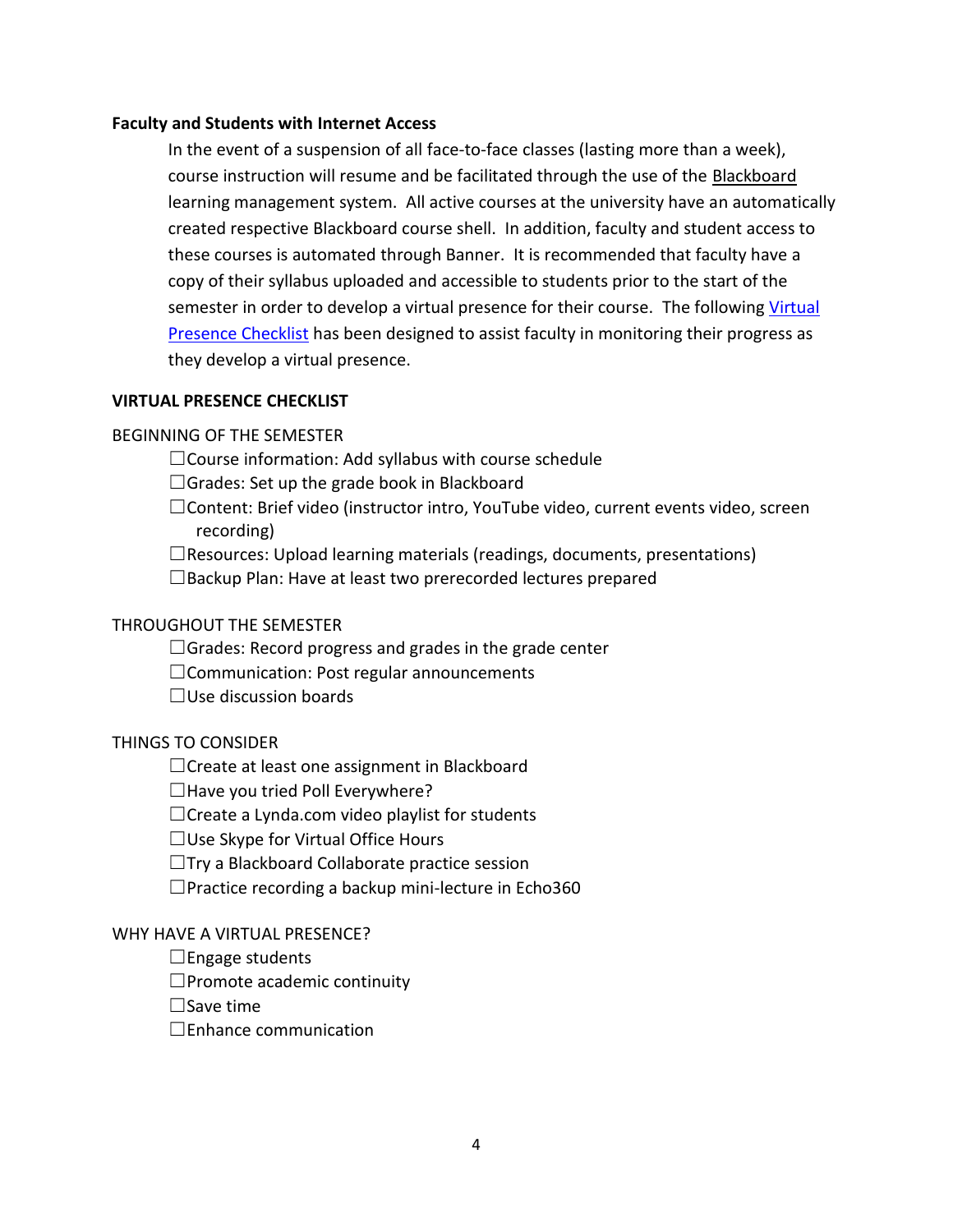**Faculty and Students with Internet Access**

In the event of a suspension of all face-to-face classes (lasting more than a week), course instruction will resume and be facilitated through the use of the Blackboard learning management system. All active courses at the university have an automatically created respective Blackboard course shell. In addition, faculty and student access to these courses is automated through Banner. It is recommended that faculty have a copy of their syllabus uploaded and accessible to students prior to the start of the semester in order to develop a virtual presence for their course. The following Virtual Presence Checklist has been designed to assist faculty in monitoring their progress as they develop a virtual presence.

**VIRTUAL PRESENCE CHECKLIST**

BEGINNING OF THE SEMESTER

- ☐Course information: Add syllabus with course schedule
- ☐Grades: Set up the grade book in Blackboard
- ☐Content: Brief video (instructor intro, YouTube video, current events video, screen recording)
- ☐Resources: Upload learning materials (readings, documents, presentations)
- ☐Backup Plan: Have at least two prerecorded lectures prepared

THROUGHOUT THE SEMESTER

- ☐Grades: Record progress and grades in the grade center
- ☐Communication: Post regular announcements
- ☐Use discussion boards

THINGS TO CONSIDER

- ☐Create at least one assignment in Blackboard
- ☐Have you tried Poll Everywhere?
- ☐Create a Lynda.com video playlist for students
- ☐Use Skype for Virtual Office Hours
- ☐Try a Blackboard Collaborate practice session
- ☐Practice recording a backup mini-lecture in Echo360

WHY HAVE A VIRTUAL PRESENCE?

- ☐Engage students
- ☐Promote academic continuity
- ☐Save time
- ☐Enhance communication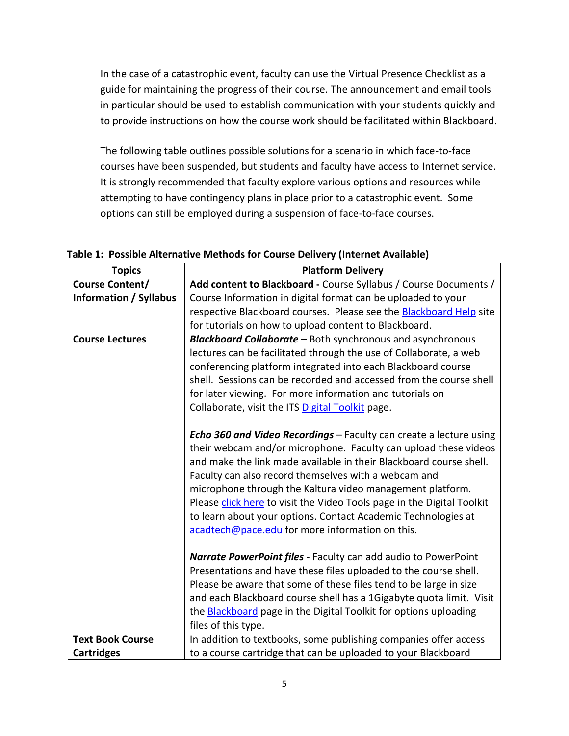In the case of a catastrophic event, faculty can use the Virtual Presence Checklist as a guide for maintaining the progress of their course. The announcement and email tools in particular should be used to establish communication with your students quickly and to provide instructions on how the course work should be facilitated within Blackboard.

The following table outlines possible solutions for a scenario in which face-to-face courses have been suspended, but students and faculty have access to Internet service. It is strongly recommended that faculty explore various options and resources while attempting to have contingency plans in place prior to a catastrophic event. Some options can still be employed during a suspension of face-to-face courses.

**Table 1: Possible Alternative Methods for Course Delivery (Internet Available)**

| Topics | Platform Delivery |
|---|---|
| **Course Content/ Information / Syllabus** | **Add content to Blackboard -** Course Syllabus / Course Documents / Course Information in digital format can be uploaded to your respective Blackboard courses. Please see the Blackboard Help site for tutorials on how to upload content to Blackboard. |
| **Course Lectures** | ***Blackboard Collaborate –*** Both synchronous and asynchronous lectures can be facilitated through the use of Collaborate, a web conferencing platform integrated into each Blackboard course shell. Sessions can be recorded and accessed from the course shell for later viewing. For more information and tutorials on Collaborate, visit the ITS Digital Toolkit page.<br><br>***Echo 360 and Video Recordings*** – Faculty can create a lecture using their webcam and/or microphone. Faculty can upload these videos and make the link made available in their Blackboard course shell. Faculty can also record themselves with a webcam and microphone through the Kaltura video management platform. Please click here to visit the Video Tools page in the Digital Toolkit to learn about your options. Contact Academic Technologies at acadtech@pace.edu for more information on this.<br><br>***Narrate PowerPoint files -*** Faculty can add audio to PowerPoint Presentations and have these files uploaded to the course shell. Please be aware that some of these files tend to be large in size and each Blackboard course shell has a 1Gigabyte quota limit. Visit the Blackboard page in the Digital Toolkit for options uploading files of this type. |
| **Text Book Course Cartridges** | In addition to textbooks, some publishing companies offer access to a course cartridge that can be uploaded to your Blackboard |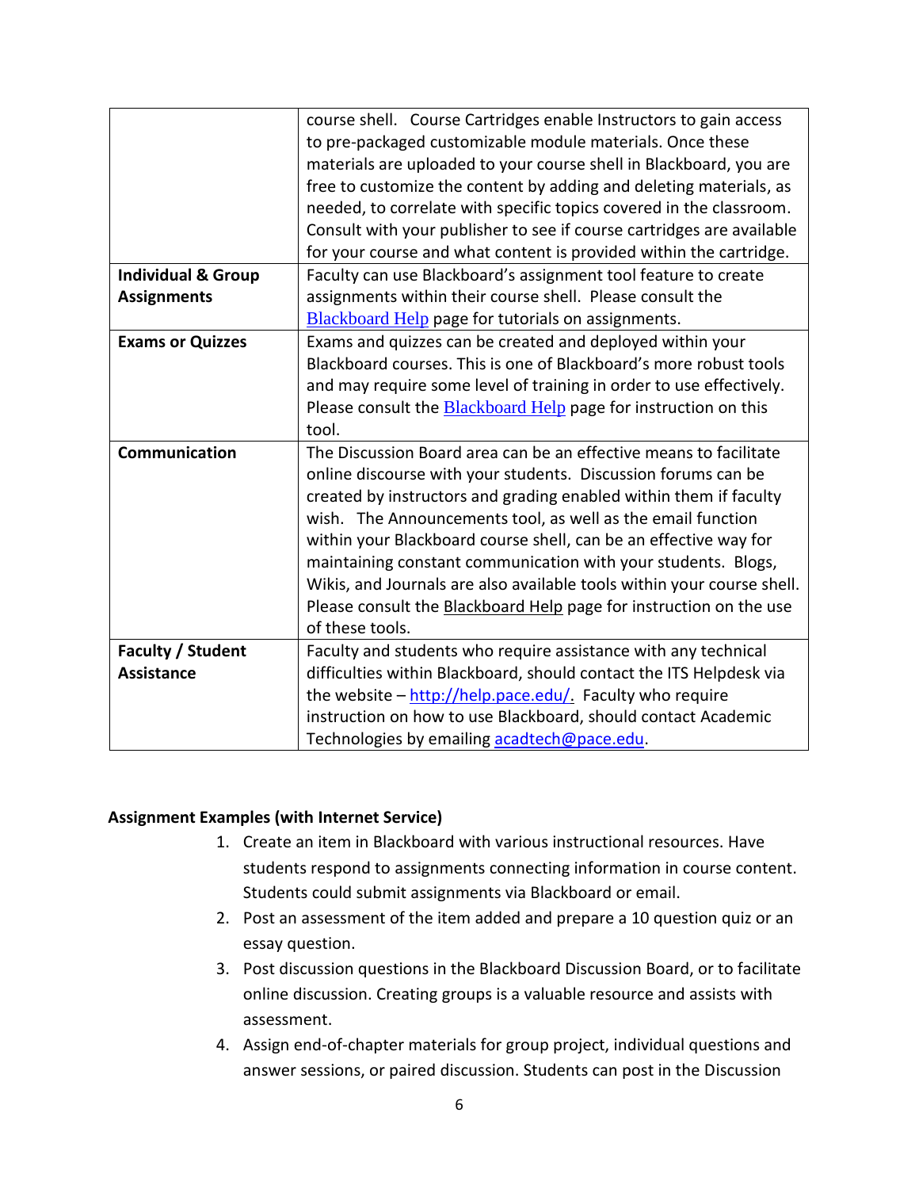| | |
|---|---|
| | course shell. Course Cartridges enable Instructors to gain access to pre-packaged customizable module materials. Once these materials are uploaded to your course shell in Blackboard, you are free to customize the content by adding and deleting materials, as needed, to correlate with specific topics covered in the classroom. Consult with your publisher to see if course cartridges are available for your course and what content is provided within the cartridge. |
| **Individual & Group Assignments** | Faculty can use Blackboard's assignment tool feature to create assignments within their course shell. Please consult the Blackboard Help page for tutorials on assignments. |
| **Exams or Quizzes** | Exams and quizzes can be created and deployed within your Blackboard courses. This is one of Blackboard's more robust tools and may require some level of training in order to use effectively. Please consult the Blackboard Help page for instruction on this tool. |
| **Communication** | The Discussion Board area can be an effective means to facilitate online discourse with your students. Discussion forums can be created by instructors and grading enabled within them if faculty wish. The Announcements tool, as well as the email function within your Blackboard course shell, can be an effective way for maintaining constant communication with your students. Blogs, Wikis, and Journals are also available tools within your course shell. Please consult the Blackboard Help page for instruction on the use of these tools. |
| **Faculty / Student Assistance** | Faculty and students who require assistance with any technical difficulties within Blackboard, should contact the ITS Helpdesk via the website – http://help.pace.edu/. Faculty who require instruction on how to use Blackboard, should contact Academic Technologies by emailing acadtech@pace.edu. |

**Assignment Examples (with Internet Service)**

1. Create an item in Blackboard with various instructional resources. Have students respond to assignments connecting information in course content. Students could submit assignments via Blackboard or email.
2. Post an assessment of the item added and prepare a 10 question quiz or an essay question.
3. Post discussion questions in the Blackboard Discussion Board, or to facilitate online discussion. Creating groups is a valuable resource and assists with assessment.
4. Assign end-of-chapter materials for group project, individual questions and answer sessions, or paired discussion. Students can post in the Discussion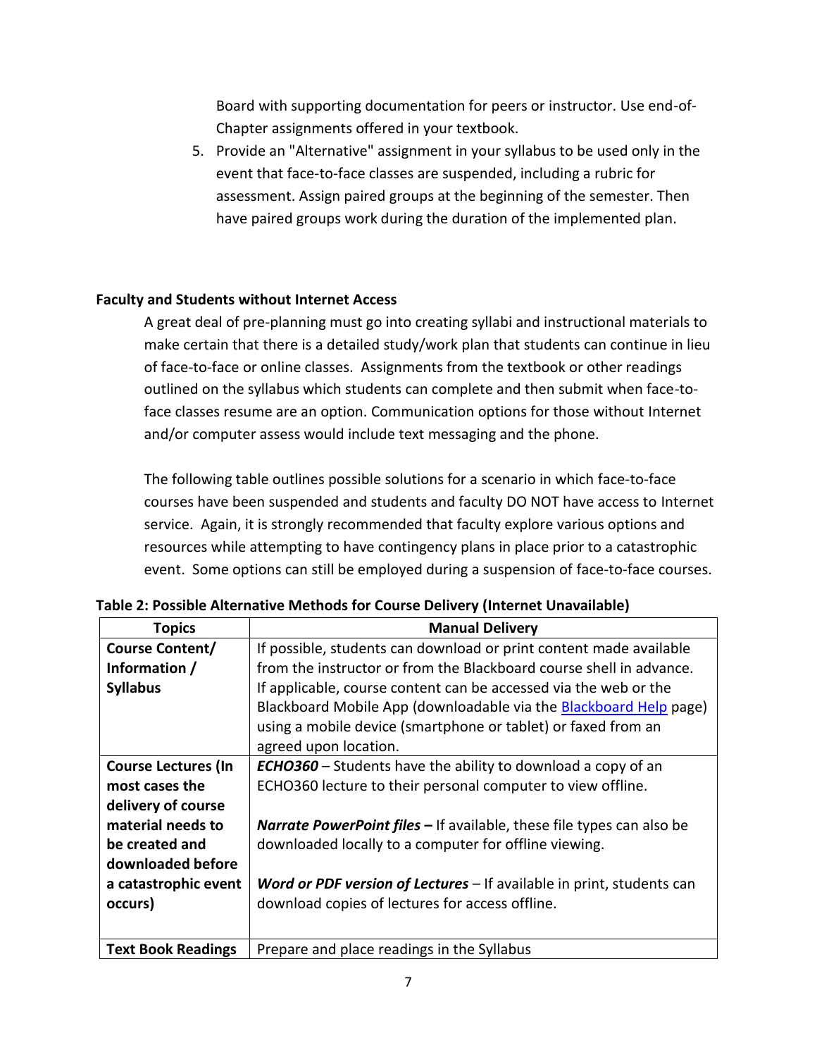Board with supporting documentation for peers or instructor. Use end-of-Chapter assignments offered in your textbook.

5. Provide an "Alternative" assignment in your syllabus to be used only in the event that face-to-face classes are suspended, including a rubric for assessment. Assign paired groups at the beginning of the semester. Then have paired groups work during the duration of the implemented plan.

**Faculty and Students without Internet Access**

A great deal of pre-planning must go into creating syllabi and instructional materials to make certain that there is a detailed study/work plan that students can continue in lieu of face-to-face or online classes. Assignments from the textbook or other readings outlined on the syllabus which students can complete and then submit when face-to-face classes resume are an option. Communication options for those without Internet and/or computer assess would include text messaging and the phone.

The following table outlines possible solutions for a scenario in which face-to-face courses have been suspended and students and faculty DO NOT have access to Internet service. Again, it is strongly recommended that faculty explore various options and resources while attempting to have contingency plans in place prior to a catastrophic event. Some options can still be employed during a suspension of face-to-face courses.

**Table 2: Possible Alternative Methods for Course Delivery (Internet Unavailable)**

| Topics | Manual Delivery |
|---|---|
| **Course Content/ Information / Syllabus** | If possible, students can download or print content made available from the instructor or from the Blackboard course shell in advance. If applicable, course content can be accessed via the web or the Blackboard Mobile App (downloadable via the [Blackboard Help]() page) using a mobile device (smartphone or tablet) or faxed from an agreed upon location. |
| **Course Lectures (In most cases the delivery of course material needs to be created and downloaded before a catastrophic event occurs)** | ***ECHO360*** – Students have the ability to download a copy of an ECHO360 lecture to their personal computer to view offline.<br><br>***Narrate PowerPoint files –*** If available, these file types can also be downloaded locally to a computer for offline viewing.<br><br>***Word or PDF version of Lectures*** – If available in print, students can download copies of lectures for access offline. |
| **Text Book Readings** | Prepare and place readings in the Syllabus |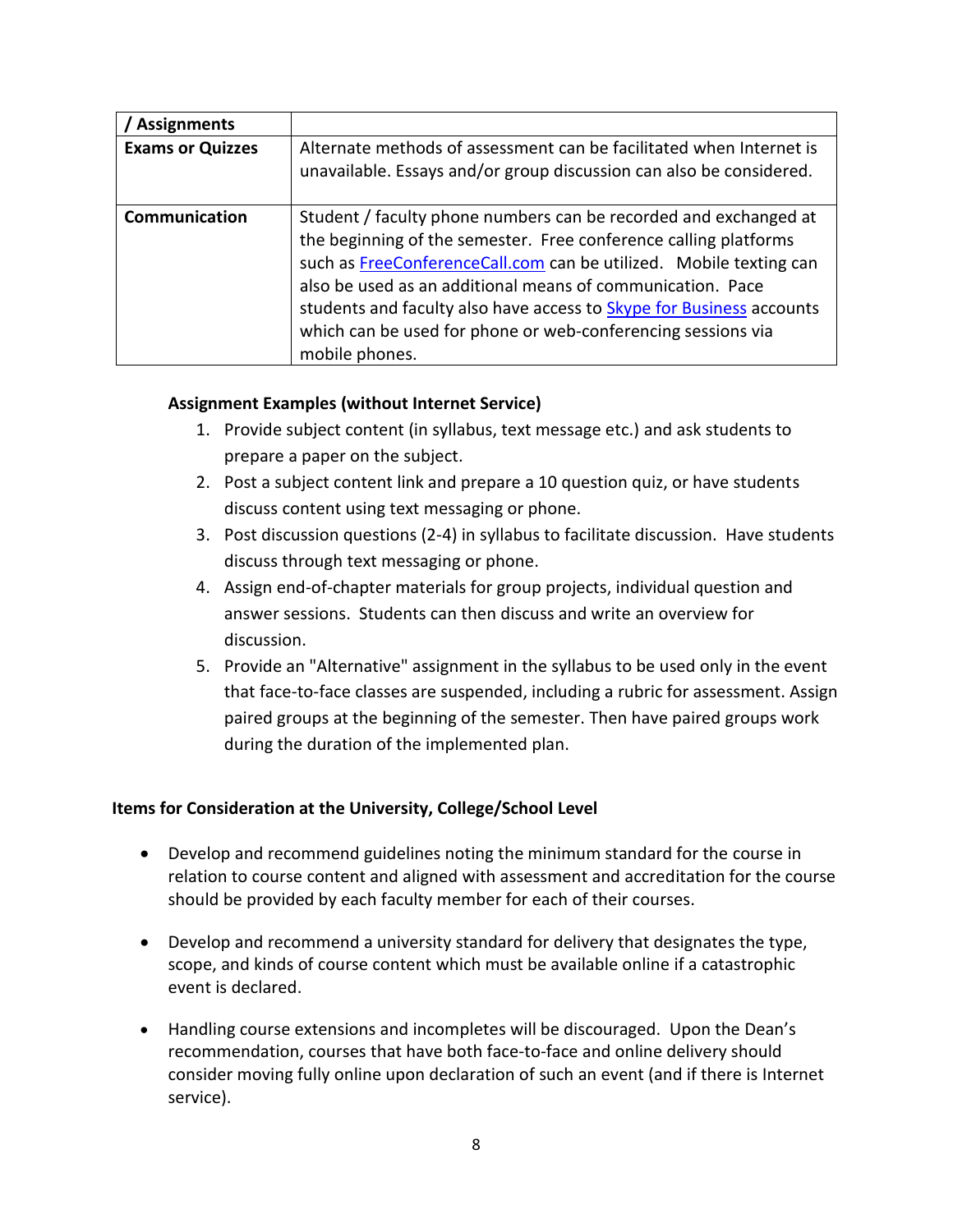| / Assignments | |
|---|---|
| **Exams or Quizzes** | Alternate methods of assessment can be facilitated when Internet is unavailable. Essays and/or group discussion can also be considered. |
| **Communication** | Student / faculty phone numbers can be recorded and exchanged at the beginning of the semester. Free conference calling platforms such as [FreeConferenceCall.com](FreeConferenceCall.com) can be utilized. Mobile texting can also be used as an additional means of communication. Pace students and faculty also have access to [Skype for Business](Skype for Business) accounts which can be used for phone or web-conferencing sessions via mobile phones. |

**Assignment Examples (without Internet Service)**

1. Provide subject content (in syllabus, text message etc.) and ask students to prepare a paper on the subject.
2. Post a subject content link and prepare a 10 question quiz, or have students discuss content using text messaging or phone.
3. Post discussion questions (2-4) in syllabus to facilitate discussion. Have students discuss through text messaging or phone.
4. Assign end-of-chapter materials for group projects, individual question and answer sessions. Students can then discuss and write an overview for discussion.
5. Provide an "Alternative" assignment in the syllabus to be used only in the event that face-to-face classes are suspended, including a rubric for assessment. Assign paired groups at the beginning of the semester. Then have paired groups work during the duration of the implemented plan.

**Items for Consideration at the University, College/School Level**

- Develop and recommend guidelines noting the minimum standard for the course in relation to course content and aligned with assessment and accreditation for the course should be provided by each faculty member for each of their courses.

- Develop and recommend a university standard for delivery that designates the type, scope, and kinds of course content which must be available online if a catastrophic event is declared.

- Handling course extensions and incompletes will be discouraged. Upon the Dean's recommendation, courses that have both face-to-face and online delivery should consider moving fully online upon declaration of such an event (and if there is Internet service).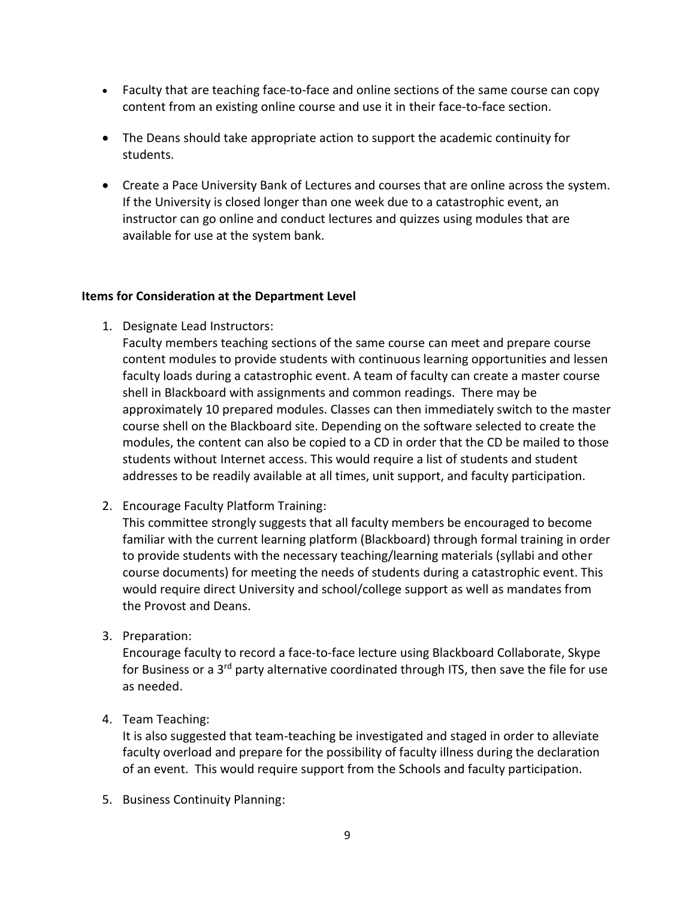- Faculty that are teaching face-to-face and online sections of the same course can copy content from an existing online course and use it in their face-to-face section.

- The Deans should take appropriate action to support the academic continuity for students.

- Create a Pace University Bank of Lectures and courses that are online across the system. If the University is closed longer than one week due to a catastrophic event, an instructor can go online and conduct lectures and quizzes using modules that are available for use at the system bank.

**Items for Consideration at the Department Level**

1. Designate Lead Instructors:
   Faculty members teaching sections of the same course can meet and prepare course content modules to provide students with continuous learning opportunities and lessen faculty loads during a catastrophic event. A team of faculty can create a master course shell in Blackboard with assignments and common readings. There may be approximately 10 prepared modules. Classes can then immediately switch to the master course shell on the Blackboard site. Depending on the software selected to create the modules, the content can also be copied to a CD in order that the CD be mailed to those students without Internet access. This would require a list of students and student addresses to be readily available at all times, unit support, and faculty participation.

2. Encourage Faculty Platform Training:
   This committee strongly suggests that all faculty members be encouraged to become familiar with the current learning platform (Blackboard) through formal training in order to provide students with the necessary teaching/learning materials (syllabi and other course documents) for meeting the needs of students during a catastrophic event. This would require direct University and school/college support as well as mandates from the Provost and Deans.

3. Preparation:
   Encourage faculty to record a face-to-face lecture using Blackboard Collaborate, Skype for Business or a 3rd party alternative coordinated through ITS, then save the file for use as needed.

4. Team Teaching:
   It is also suggested that team-teaching be investigated and staged in order to alleviate faculty overload and prepare for the possibility of faculty illness during the declaration of an event. This would require support from the Schools and faculty participation.

5. Business Continuity Planning: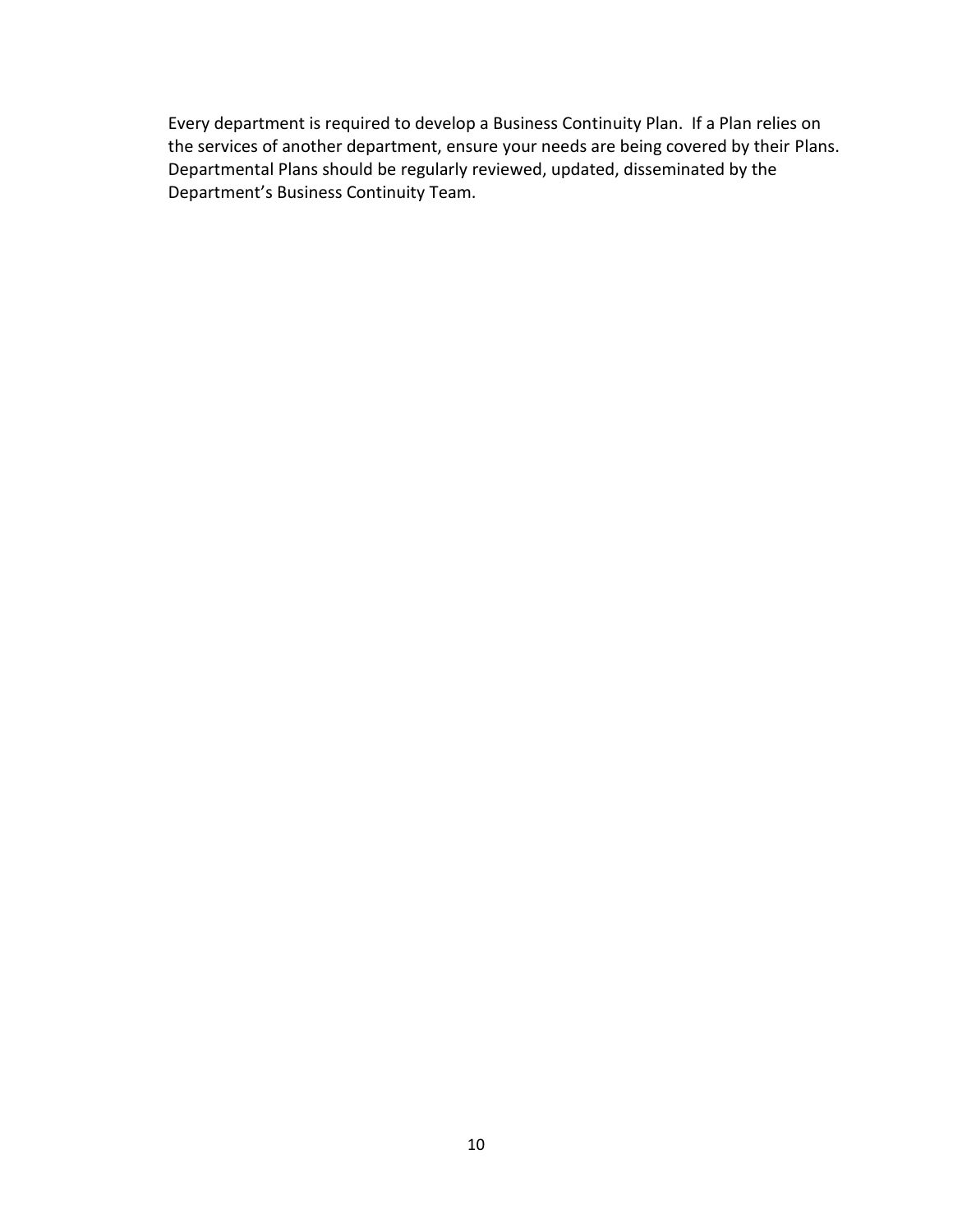Every department is required to develop a Business Continuity Plan. If a Plan relies on the services of another department, ensure your needs are being covered by their Plans. Departmental Plans should be regularly reviewed, updated, disseminated by the Department's Business Continuity Team.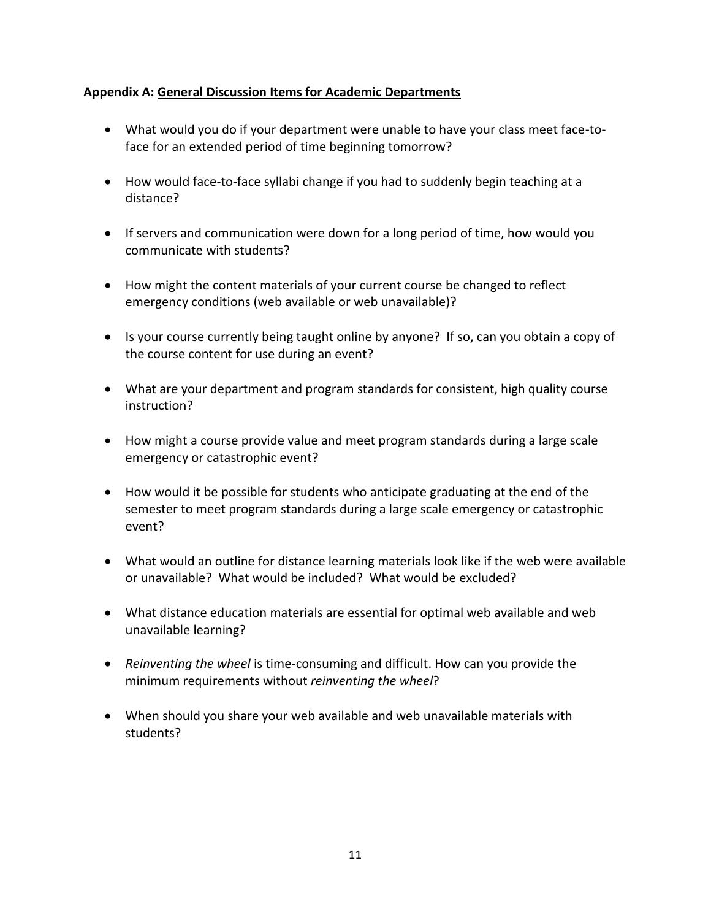**Appendix A: General Discussion Items for Academic Departments**

- What would you do if your department were unable to have your class meet face-to-face for an extended period of time beginning tomorrow?
- How would face-to-face syllabi change if you had to suddenly begin teaching at a distance?
- If servers and communication were down for a long period of time, how would you communicate with students?
- How might the content materials of your current course be changed to reflect emergency conditions (web available or web unavailable)?
- Is your course currently being taught online by anyone? If so, can you obtain a copy of the course content for use during an event?
- What are your department and program standards for consistent, high quality course instruction?
- How might a course provide value and meet program standards during a large scale emergency or catastrophic event?
- How would it be possible for students who anticipate graduating at the end of the semester to meet program standards during a large scale emergency or catastrophic event?
- What would an outline for distance learning materials look like if the web were available or unavailable? What would be included? What would be excluded?
- What distance education materials are essential for optimal web available and web unavailable learning?
- *Reinventing the wheel* is time-consuming and difficult. How can you provide the minimum requirements without *reinventing the wheel*?
- When should you share your web available and web unavailable materials with students?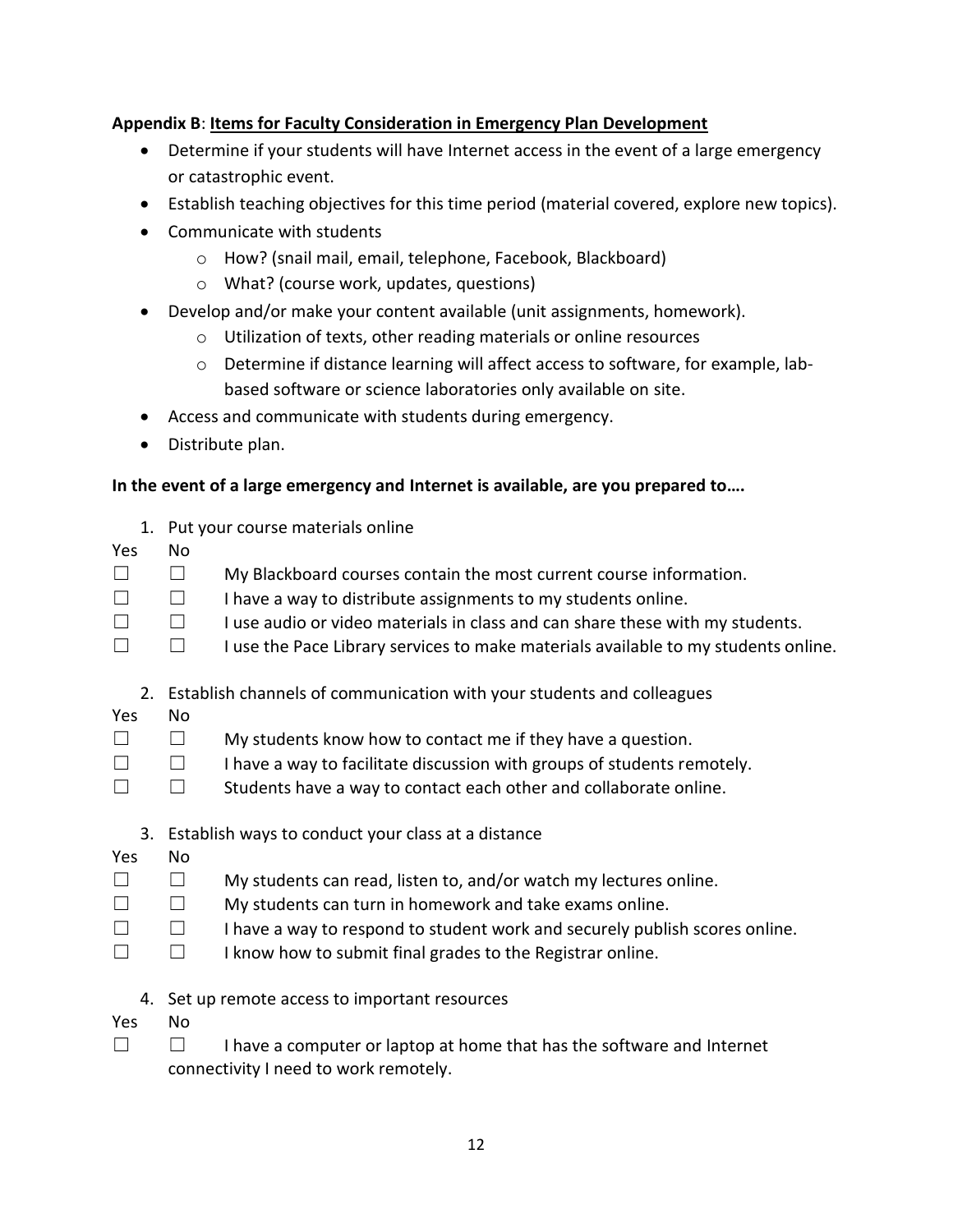**Appendix B**: **Items for Faculty Consideration in Emergency Plan Development**

- Determine if your students will have Internet access in the event of a large emergency or catastrophic event.
- Establish teaching objectives for this time period (material covered, explore new topics).
- Communicate with students
  - How? (snail mail, email, telephone, Facebook, Blackboard)
  - What? (course work, updates, questions)
- Develop and/or make your content available (unit assignments, homework).
  - Utilization of texts, other reading materials or online resources
  - Determine if distance learning will affect access to software, for example, lab-based software or science laboratories only available on site.
- Access and communicate with students during emergency.
- Distribute plan.

**In the event of a large emergency and Internet is available, are you prepared to….**

1. Put your course materials online

| Yes | No | |
|---|---|---|
| ☐ | ☐ | My Blackboard courses contain the most current course information. |
| ☐ | ☐ | I have a way to distribute assignments to my students online. |
| ☐ | ☐ | I use audio or video materials in class and can share these with my students. |
| ☐ | ☐ | I use the Pace Library services to make materials available to my students online. |

2. Establish channels of communication with your students and colleagues

| Yes | No | |
|---|---|---|
| ☐ | ☐ | My students know how to contact me if they have a question. |
| ☐ | ☐ | I have a way to facilitate discussion with groups of students remotely. |
| ☐ | ☐ | Students have a way to contact each other and collaborate online. |

3. Establish ways to conduct your class at a distance

| Yes | No | |
|---|---|---|
| ☐ | ☐ | My students can read, listen to, and/or watch my lectures online. |
| ☐ | ☐ | My students can turn in homework and take exams online. |
| ☐ | ☐ | I have a way to respond to student work and securely publish scores online. |
| ☐ | ☐ | I know how to submit final grades to the Registrar online. |

4. Set up remote access to important resources

| Yes | No | |
|---|---|---|
| ☐ | ☐ | I have a computer or laptop at home that has the software and Internet connectivity I need to work remotely. |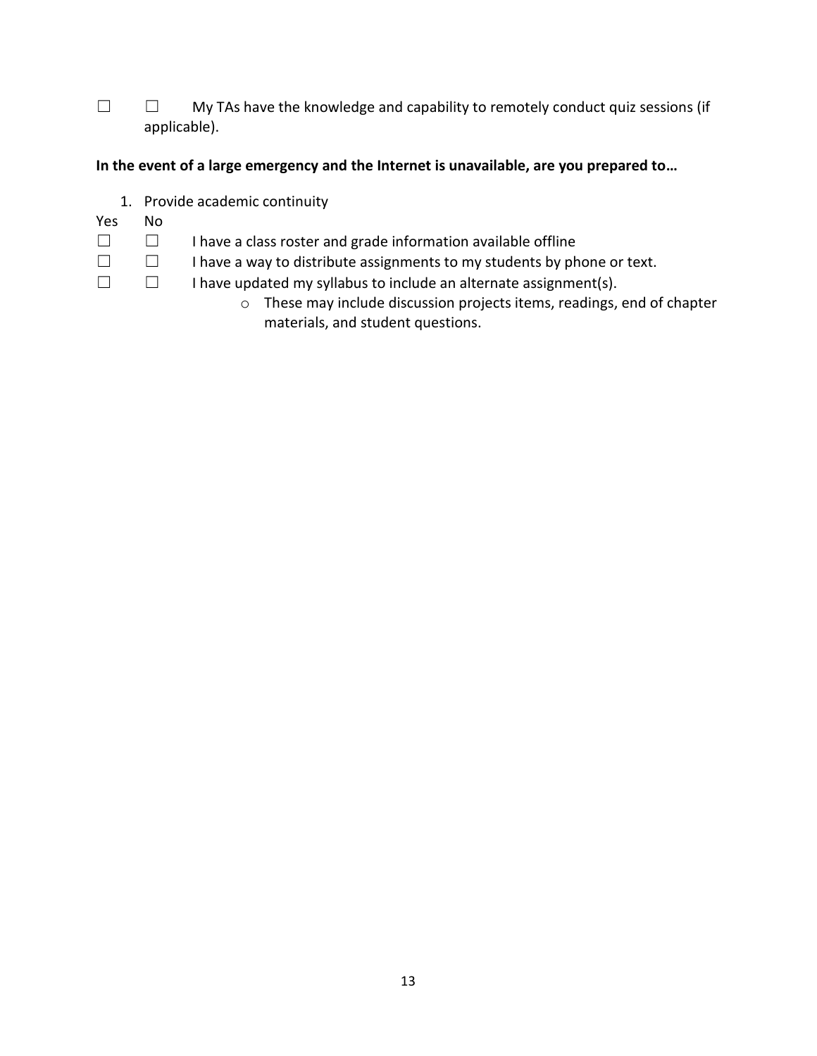☐ ☐ My TAs have the knowledge and capability to remotely conduct quiz sessions (if applicable).

**In the event of a large emergency and the Internet is unavailable, are you prepared to…**

1. Provide academic continuity

Yes No

☐ ☐ I have a class roster and grade information available offline

☐ ☐ I have a way to distribute assignments to my students by phone or text.

☐ ☐ I have updated my syllabus to include an alternate assignment(s).

- These may include discussion projects items, readings, end of chapter materials, and student questions.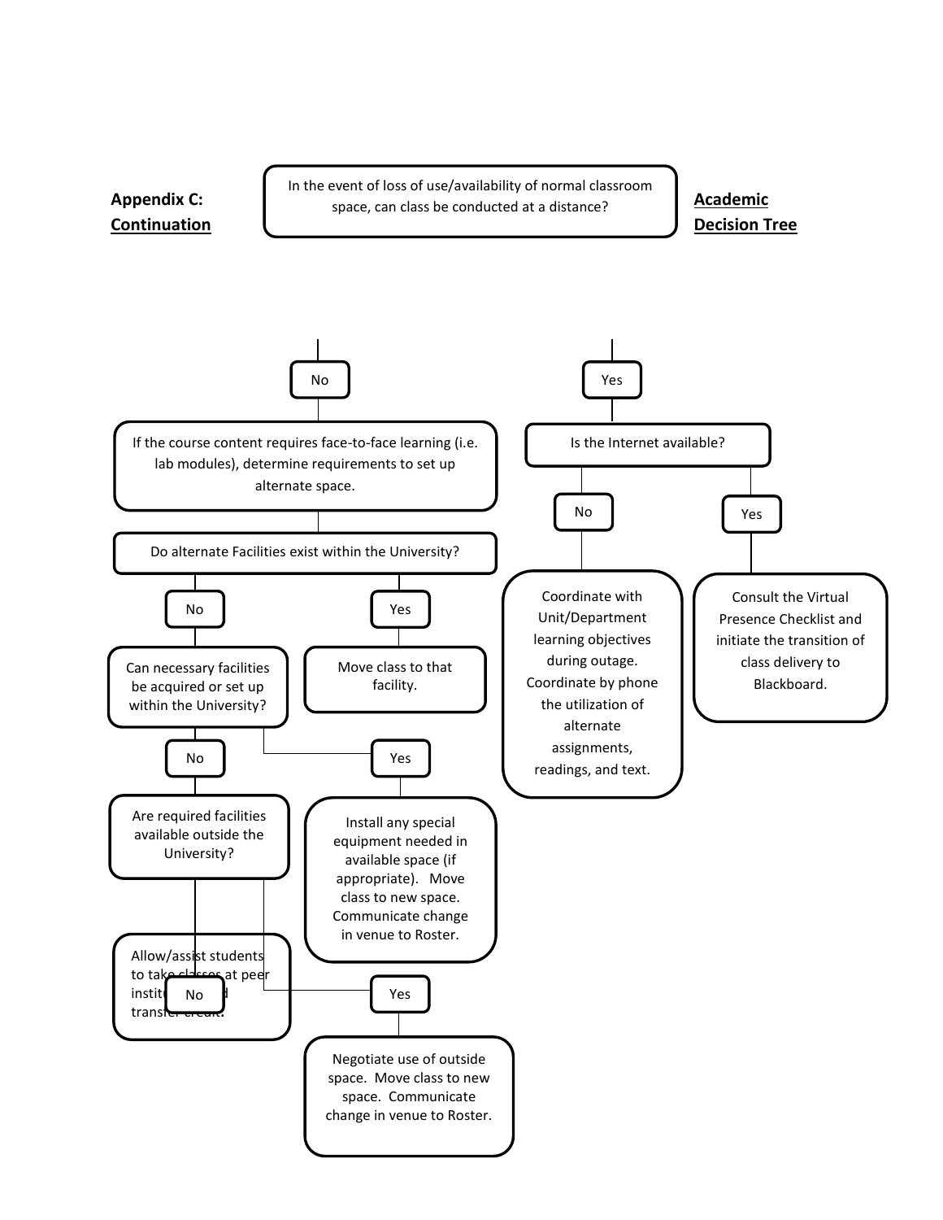**Appendix C: Continuation** — **Academic Decision Tree**

In the event of loss of use/availability of normal classroom space, can class be conducted at a distance?

- **No**
  - If the course content requires face-to-face learning (i.e. lab modules), determine requirements to set up alternate space.
  - Do alternate Facilities exist within the University?
    - **Yes**
      - Move class to that facility.
    - **No**
      - Can necessary facilities be acquired or set up within the University?
        - **Yes**
          - Install any special equipment needed in available space (if appropriate). Move class to new space. Communicate change in venue to Roster.
        - **No**
          - Are required facilities available outside the University?
            - **Yes**
              - Negotiate use of outside space. Move class to new space. Communicate change in venue to Roster.
            - **No**
              - Allow/assist students to take classes at peer institutions and transfer credit.
- **Yes**
  - Is the Internet available?
    - **No**
      - Coordinate with Unit/Department learning objectives during outage. Coordinate by phone the utilization of alternate assignments, readings, and text.
    - **Yes**
      - Consult the Virtual Presence Checklist and initiate the transition of class delivery to Blackboard.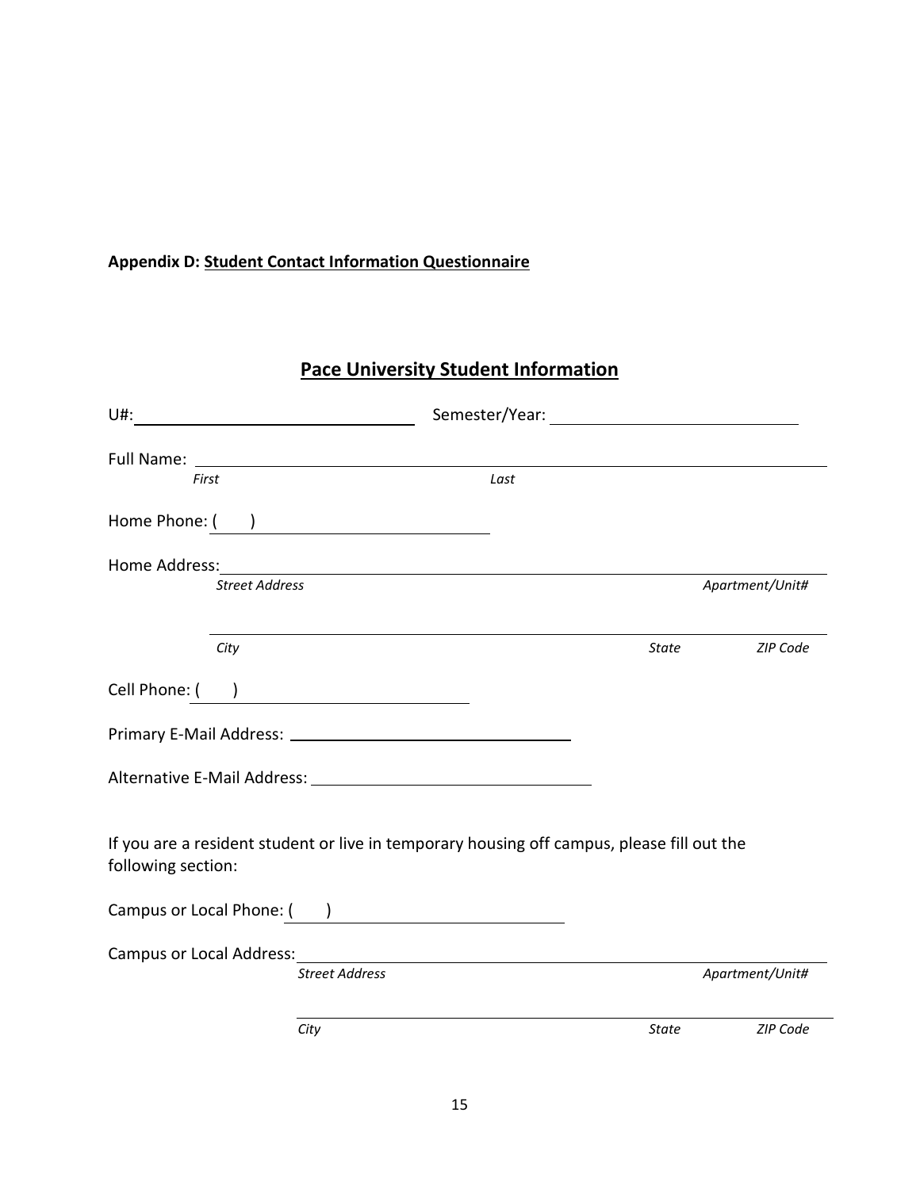**Appendix D: <u>Student Contact Information Questionnaire</u>**

## <u>Pace University Student Information</u>

U#: ______________________ Semester/Year: ______________________

Full Name: ______________________________________________
*First* *Last*

Home Phone: (    ) ______________________

Home Address: ______________________________________________
*Street Address* *Apartment/Unit#*

______________________________________________
*City* *State* *ZIP Code*

Cell Phone: (    ) ______________________

Primary E-Mail Address: ______________________

Alternative E-Mail Address: ______________________

If you are a resident student or live in temporary housing off campus, please fill out the following section:

Campus or Local Phone: (    ) ______________________

Campus or Local Address: ______________________________________________
*Street Address* *Apartment/Unit#*

______________________________________________
*City* *State* *ZIP Code*